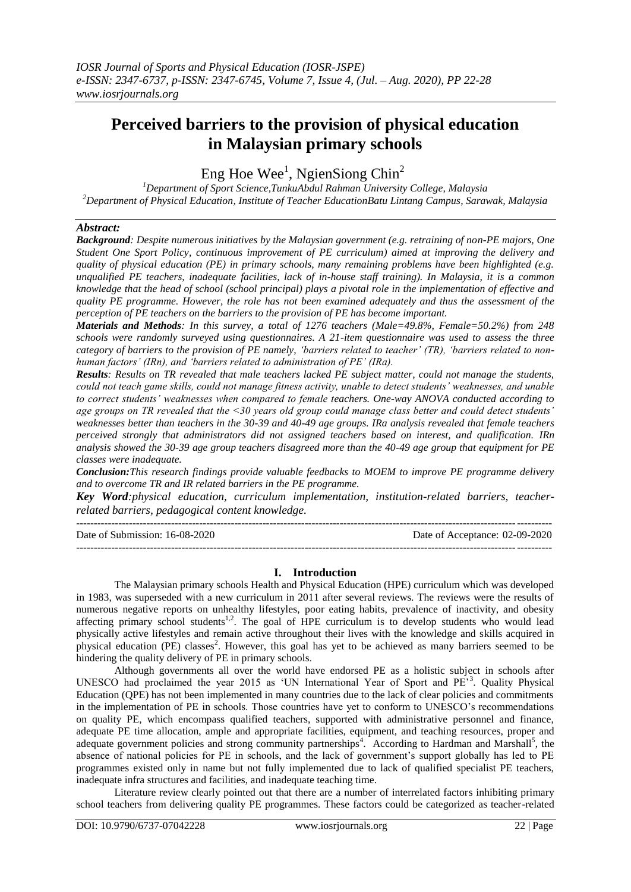# Perceived barriers to the provision of physical education in Malaysian primary schools

Eng Hoe Wee[1], NgienSiong Chin[2]

[1]Department of Sport Science,TunkuAbdul Rahman University College, Malaysia
[2]Department of Physical Education, Institute of Teacher EducationBatu Lintang Campus, Sarawak, Malaysia

***Abstract:***

***Background****: Despite numerous initiatives by the Malaysian government (e.g. retraining of non-PE majors, One Student One Sport Policy, continuous improvement of PE curriculum) aimed at improving the delivery and quality of physical education (PE) in primary schools, many remaining problems have been highlighted (e.g. unqualified PE teachers, inadequate facilities, lack of in-house staff training). In Malaysia, it is a common knowledge that the head of school (school principal) plays a pivotal role in the implementation of effective and quality PE programme. However, the role has not been examined adequately and thus the assessment of the perception of PE teachers on the barriers to the provision of PE has become important.*

***Materials and Methods****: In this survey, a total of 1276 teachers (Male=49.8%, Female=50.2%) from 248 schools were randomly surveyed using questionnaires. A 21-item questionnaire was used to assess the three category of barriers to the provision of PE namely, 'barriers related to teacher' (TR), 'barriers related to non-human factors' (IRn), and 'barriers related to administration of PE' (IRa).*

***Results****: Results on TR revealed that male teachers lacked PE subject matter, could not manage the students, could not teach game skills, could not manage fitness activity, unable to detect students' weaknesses, and unable to correct students' weaknesses when compared to female teachers. One-way ANOVA conducted according to age groups on TR revealed that the <30 years old group could manage class better and could detect students' weaknesses better than teachers in the 30-39 and 40-49 age groups. IRa analysis revealed that female teachers perceived strongly that administrators did not assigned teachers based on interest, and qualification. IRn analysis showed the 30-39 age group teachers disagreed more than the 40-49 age group that equipment for PE classes were inadequate.*

***Conclusion:****This research findings provide valuable feedbacks to MOEM to improve PE programme delivery and to overcome TR and IR related barriers in the PE programme.*

***Key Word****:physical education, curriculum implementation, institution-related barriers, teacher-related barriers, pedagogical content knowledge.*

---

Date of Submission: 16-08-2020 | Date of Acceptance: 02-09-2020

---

## I. Introduction

The Malaysian primary schools Health and Physical Education (HPE) curriculum which was developed in 1983, was superseded with a new curriculum in 2011 after several reviews. The reviews were the results of numerous negative reports on unhealthy lifestyles, poor eating habits, prevalence of inactivity, and obesity affecting primary school students[1,2]. The goal of HPE curriculum is to develop students who would lead physically active lifestyles and remain active throughout their lives with the knowledge and skills acquired in physical education (PE) classes[2]. However, this goal has yet to be achieved as many barriers seemed to be hindering the quality delivery of PE in primary schools.

Although governments all over the world have endorsed PE as a holistic subject in schools after UNESCO had proclaimed the year 2015 as 'UN International Year of Sport and PE'[3]. Quality Physical Education (QPE) has not been implemented in many countries due to the lack of clear policies and commitments in the implementation of PE in schools. Those countries have yet to conform to UNESCO's recommendations on quality PE, which encompass qualified teachers, supported with administrative personnel and finance, adequate PE time allocation, ample and appropriate facilities, equipment, and teaching resources, proper and adequate government policies and strong community partnerships[4]. According to Hardman and Marshall[5], the absence of national policies for PE in schools, and the lack of government's support globally has led to PE programmes existed only in name but not fully implemented due to lack of qualified specialist PE teachers, inadequate infra structures and facilities, and inadequate teaching time.

Literature review clearly pointed out that there are a number of interrelated factors inhibiting primary school teachers from delivering quality PE programmes. These factors could be categorized as teacher-related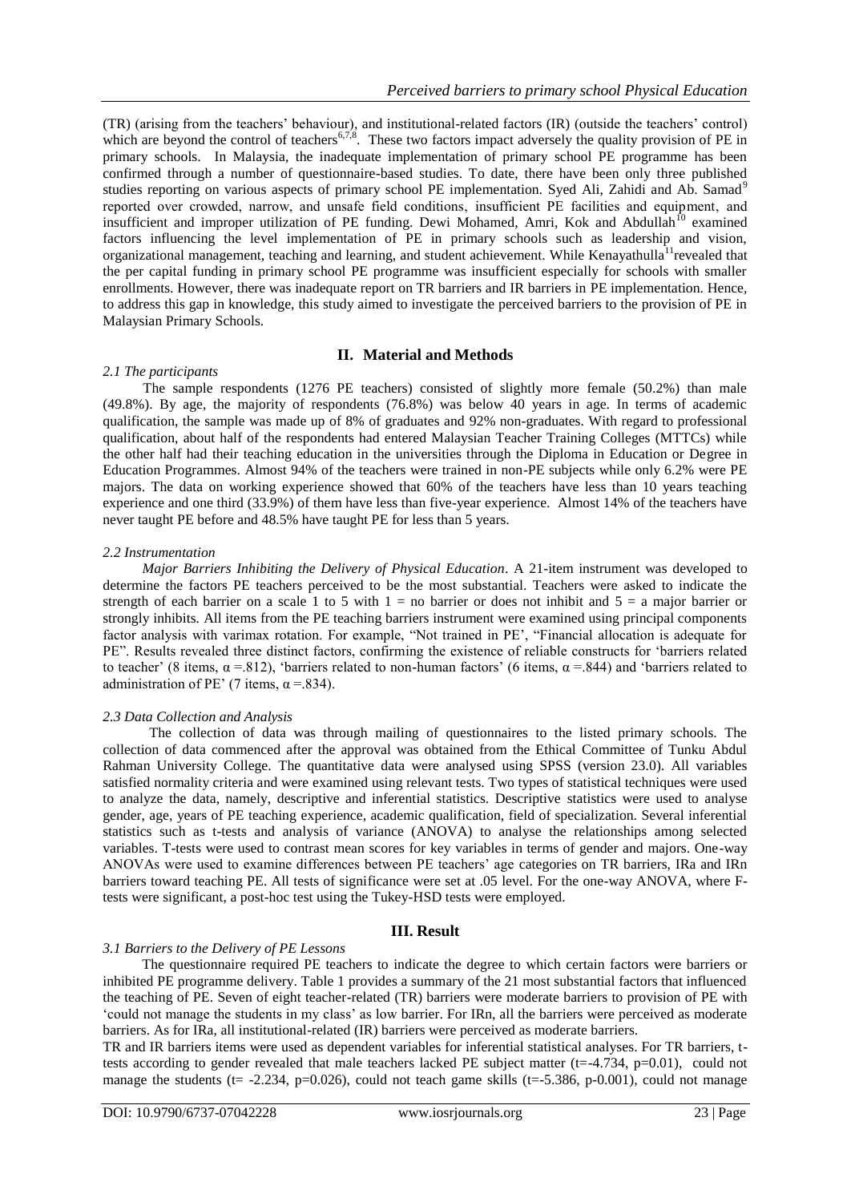(TR) (arising from the teachers' behaviour), and institutional-related factors (IR) (outside the teachers' control) which are beyond the control of teachers[6,7,8]. These two factors impact adversely the quality provision of PE in primary schools. In Malaysia, the inadequate implementation of primary school PE programme has been confirmed through a number of questionnaire-based studies. To date, there have been only three published studies reporting on various aspects of primary school PE implementation. Syed Ali, Zahidi and Ab. Samad[9] reported over crowded, narrow, and unsafe field conditions, insufficient PE facilities and equipment, and insufficient and improper utilization of PE funding. Dewi Mohamed, Amri, Kok and Abdullah[10] examined factors influencing the level implementation of PE in primary schools such as leadership and vision, organizational management, teaching and learning, and student achievement. While Kenayathulla[11] revealed that the per capital funding in primary school PE programme was insufficient especially for schools with smaller enrollments. However, there was inadequate report on TR barriers and IR barriers in PE implementation. Hence, to address this gap in knowledge, this study aimed to investigate the perceived barriers to the provision of PE in Malaysian Primary Schools.

## II. Material and Methods

### *2.1 The participants*

The sample respondents (1276 PE teachers) consisted of slightly more female (50.2%) than male (49.8%). By age, the majority of respondents (76.8%) was below 40 years in age. In terms of academic qualification, the sample was made up of 8% of graduates and 92% non-graduates. With regard to professional qualification, about half of the respondents had entered Malaysian Teacher Training Colleges (MTTCs) while the other half had their teaching education in the universities through the Diploma in Education or Degree in Education Programmes. Almost 94% of the teachers were trained in non-PE subjects while only 6.2% were PE majors. The data on working experience showed that 60% of the teachers have less than 10 years teaching experience and one third (33.9%) of them have less than five-year experience. Almost 14% of the teachers have never taught PE before and 48.5% have taught PE for less than 5 years.

### *2.2 Instrumentation*

*Major Barriers Inhibiting the Delivery of Physical Education*. A 21-item instrument was developed to determine the factors PE teachers perceived to be the most substantial. Teachers were asked to indicate the strength of each barrier on a scale 1 to 5 with 1 = no barrier or does not inhibit and 5 = a major barrier or strongly inhibits. All items from the PE teaching barriers instrument were examined using principal components factor analysis with varimax rotation. For example, "Not trained in PE", "Financial allocation is adequate for PE". Results revealed three distinct factors, confirming the existence of reliable constructs for 'barriers related to teacher' (8 items, $\alpha$ =.812), 'barriers related to non-human factors' (6 items, $\alpha$ =.844) and 'barriers related to administration of PE' (7 items, $\alpha$ =.834).

### *2.3 Data Collection and Analysis*

The collection of data was through mailing of questionnaires to the listed primary schools. The collection of data commenced after the approval was obtained from the Ethical Committee of Tunku Abdul Rahman University College. The quantitative data were analysed using SPSS (version 23.0). All variables satisfied normality criteria and were examined using relevant tests. Two types of statistical techniques were used to analyze the data, namely, descriptive and inferential statistics. Descriptive statistics were used to analyse gender, age, years of PE teaching experience, academic qualification, field of specialization. Several inferential statistics such as t-tests and analysis of variance (ANOVA) to analyse the relationships among selected variables. T-tests were used to contrast mean scores for key variables in terms of gender and majors. One-way ANOVAs were used to examine differences between PE teachers' age categories on TR barriers, IRa and IRn barriers toward teaching PE. All tests of significance were set at .05 level. For the one-way ANOVA, where F-tests were significant, a post-hoc test using the Tukey-HSD tests were employed.

## III. Result

### *3.1 Barriers to the Delivery of PE Lessons*

The questionnaire required PE teachers to indicate the degree to which certain factors were barriers or inhibited PE programme delivery. Table 1 provides a summary of the 21 most substantial factors that influenced the teaching of PE. Seven of eight teacher-related (TR) barriers were moderate barriers to provision of PE with 'could not manage the students in my class' as low barrier. For IRn, all the barriers were perceived as moderate barriers. As for IRa, all institutional-related (IR) barriers were perceived as moderate barriers.

TR and IR barriers items were used as dependent variables for inferential statistical analyses. For TR barriers, t-tests according to gender revealed that male teachers lacked PE subject matter ($t=-4.734$, $p=0.01$), could not manage the students ($t= -2.234$, $p=0.026$), could not teach game skills ($t=-5.386$, p-0.001), could not manage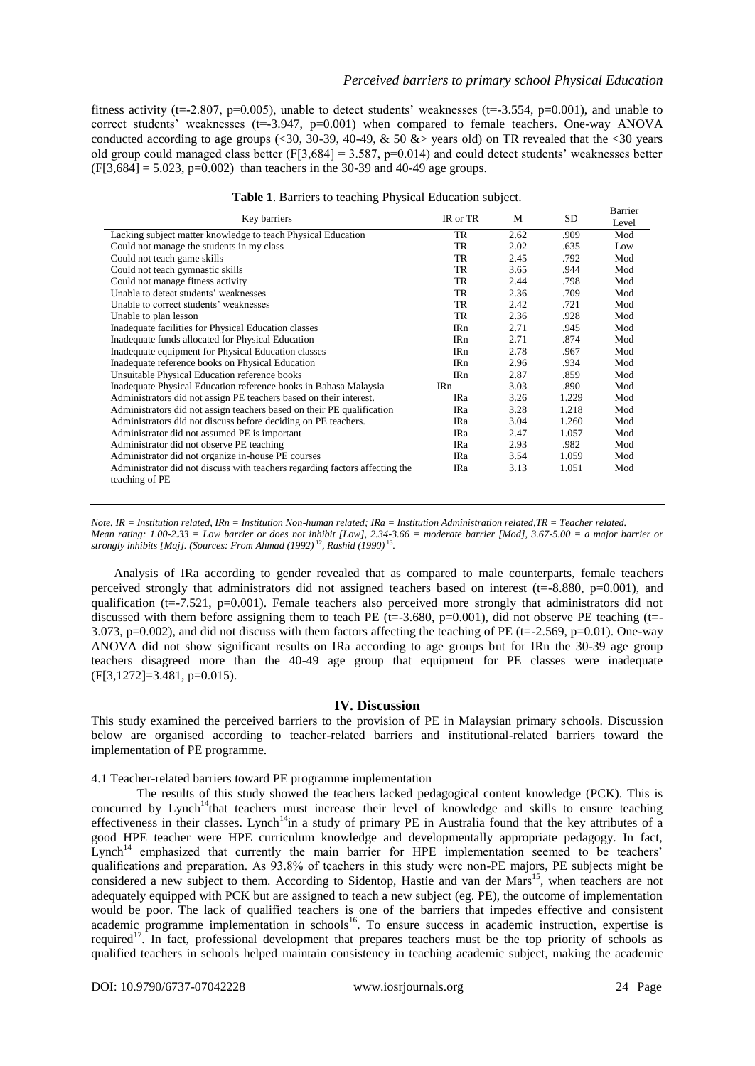fitness activity ($t=-2.807$, $p=0.005$), unable to detect students' weaknesses ($t=-3.554$, $p=0.001$), and unable to correct students' weaknesses ($t=-3.947$, $p=0.001$) when compared to female teachers. One-way ANOVA conducted according to age groups (<30, 30-39, 40-49, & 50 &> years old) on TR revealed that the <30 years old group could managed class better ($F[3,684] = 3.587$, $p=0.014$) and could detect students' weaknesses better ($F[3,684] = 5.023$, $p=0.002$) than teachers in the 30-39 and 40-49 age groups.

**Table 1**. Barriers to teaching Physical Education subject.

| Key barriers | IR or TR | M | SD | Barrier Level |
|---|---|---|---|---|
| Lacking subject matter knowledge to teach Physical Education | TR | 2.62 | .909 | Mod |
| Could not manage the students in my class | TR | 2.02 | .635 | Low |
| Could not teach game skills | TR | 2.45 | .792 | Mod |
| Could not teach gymnastic skills | TR | 3.65 | .944 | Mod |
| Could not manage fitness activity | TR | 2.44 | .798 | Mod |
| Unable to detect students' weaknesses | TR | 2.36 | .709 | Mod |
| Unable to correct students' weaknesses | TR | 2.42 | .721 | Mod |
| Unable to plan lesson | TR | 2.36 | .928 | Mod |
| Inadequate facilities for Physical Education classes | IRn | 2.71 | .945 | Mod |
| Inadequate funds allocated for Physical Education | IRn | 2.71 | .874 | Mod |
| Inadequate equipment for Physical Education classes | IRn | 2.78 | .967 | Mod |
| Inadequate reference books on Physical Education | IRn | 2.96 | .934 | Mod |
| Unsuitable Physical Education reference books | IRn | 2.87 | .859 | Mod |
| Inadequate Physical Education reference books in Bahasa Malaysia | IRn | 3.03 | .890 | Mod |
| Administrators did not assign PE teachers based on their interest. | IRa | 3.26 | 1.229 | Mod |
| Administrators did not assign teachers based on their PE qualification | IRa | 3.28 | 1.218 | Mod |
| Administrators did not discuss before deciding on PE teachers. | IRa | 3.04 | 1.260 | Mod |
| Administrator did not assumed PE is important | IRa | 2.47 | 1.057 | Mod |
| Administrator did not observe PE teaching | IRa | 2.93 | .982 | Mod |
| Administrator did not organize in-house PE courses | IRa | 3.54 | 1.059 | Mod |
| Administrator did not discuss with teachers regarding factors affecting the teaching of PE | IRa | 3.13 | 1.051 | Mod |

*Note. IR = Institution related, IRn = Institution Non-human related; IRa = Institution Administration related,TR = Teacher related. Mean rating: 1.00-2.33 = Low barrier or does not inhibit [Low], 2.34-3.66 = moderate barrier [Mod], 3.67-5.00 = a major barrier or strongly inhibits [Maj]. (Sources: From Ahmad (1992)* [12]*, Rashid (1990)* [13]*.*

Analysis of IRa according to gender revealed that as compared to male counterparts, female teachers perceived strongly that administrators did not assigned teachers based on interest ($t=-8.880$, $p=0.001$), and qualification ($t=-7.521$, $p=0.001$). Female teachers also perceived more strongly that administrators did not discussed with them before assigning them to teach PE ($t=-3.680$, $p=0.001$), did not observe PE teaching ($t=-3.073$, $p=0.002$), and did not discuss with them factors affecting the teaching of PE ($t=-2.569$, $p=0.01$). One-way ANOVA did not show significant results on IRa according to age groups but for IRn the 30-39 age group teachers disagreed more than the 40-49 age group that equipment for PE classes were inadequate ($F[3,1272]=3.481$, $p=0.015$).

## IV. Discussion

This study examined the perceived barriers to the provision of PE in Malaysian primary schools. Discussion below are organised according to teacher-related barriers and institutional-related barriers toward the implementation of PE programme.

### 4.1 Teacher-related barriers toward PE programme implementation

The results of this study showed the teachers lacked pedagogical content knowledge (PCK). This is concurred by Lynch[14] that teachers must increase their level of knowledge and skills to ensure teaching effectiveness in their classes. Lynch[14] in a study of primary PE in Australia found that the key attributes of a good HPE teacher were HPE curriculum knowledge and developmentally appropriate pedagogy. In fact, Lynch[14] emphasized that currently the main barrier for HPE implementation seemed to be teachers' qualifications and preparation. As 93.8% of teachers in this study were non-PE majors, PE subjects might be considered a new subject to them. According to Sidentop, Hastie and van der Mars[15], when teachers are not adequately equipped with PCK but are assigned to teach a new subject (eg. PE), the outcome of implementation would be poor. The lack of qualified teachers is one of the barriers that impedes effective and consistent academic programme implementation in schools[16]. To ensure success in academic instruction, expertise is required[17]. In fact, professional development that prepares teachers must be the top priority of schools as qualified teachers in schools helped maintain consistency in teaching academic subject, making the academic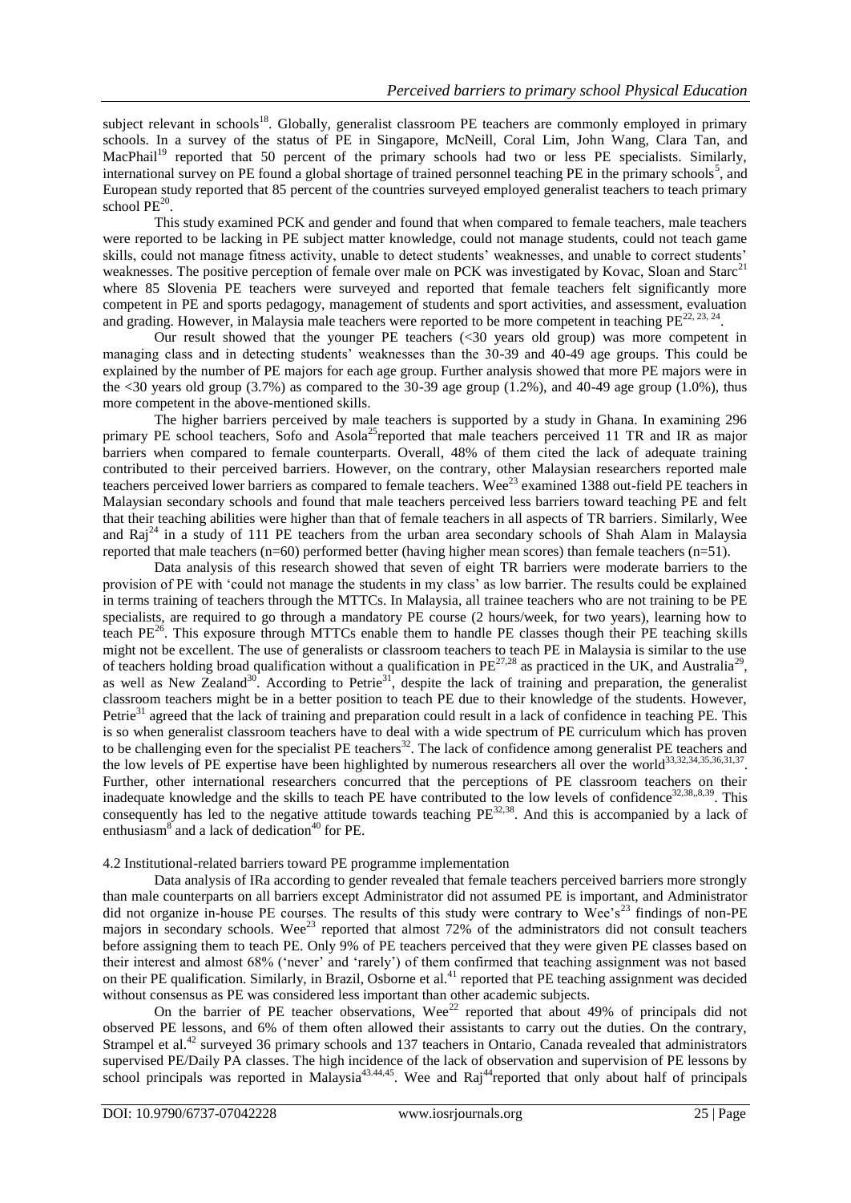subject relevant in schools[18]. Globally, generalist classroom PE teachers are commonly employed in primary schools. In a survey of the status of PE in Singapore, McNeill, Coral Lim, John Wang, Clara Tan, and MacPhail[19] reported that 50 percent of the primary schools had two or less PE specialists. Similarly, international survey on PE found a global shortage of trained personnel teaching PE in the primary schools[5], and European study reported that 85 percent of the countries surveyed employed generalist teachers to teach primary school PE[20].

This study examined PCK and gender and found that when compared to female teachers, male teachers were reported to be lacking in PE subject matter knowledge, could not manage students, could not teach game skills, could not manage fitness activity, unable to detect students' weaknesses, and unable to correct students' weaknesses. The positive perception of female over male on PCK was investigated by Kovac, Sloan and Starc[21] where 85 Slovenia PE teachers were surveyed and reported that female teachers felt significantly more competent in PE and sports pedagogy, management of students and sport activities, and assessment, evaluation and grading. However, in Malaysia male teachers were reported to be more competent in teaching PE[22, 23, 24].

Our result showed that the younger PE teachers (<30 years old group) was more competent in managing class and in detecting students' weaknesses than the 30-39 and 40-49 age groups. This could be explained by the number of PE majors for each age group. Further analysis showed that more PE majors were in the <30 years old group (3.7%) as compared to the 30-39 age group (1.2%), and 40-49 age group (1.0%), thus more competent in the above-mentioned skills.

The higher barriers perceived by male teachers is supported by a study in Ghana. In examining 296 primary PE school teachers, Sofo and Asola[25] reported that male teachers perceived 11 TR and IR as major barriers when compared to female counterparts. Overall, 48% of them cited the lack of adequate training contributed to their perceived barriers. However, on the contrary, other Malaysian researchers reported male teachers perceived lower barriers as compared to female teachers. Wee[23] examined 1388 out-field PE teachers in Malaysian secondary schools and found that male teachers perceived less barriers toward teaching PE and felt that their teaching abilities were higher than that of female teachers in all aspects of TR barriers. Similarly, Wee and Raj[24] in a study of 111 PE teachers from the urban area secondary schools of Shah Alam in Malaysia reported that male teachers (n=60) performed better (having higher mean scores) than female teachers (n=51).

Data analysis of this research showed that seven of eight TR barriers were moderate barriers to the provision of PE with 'could not manage the students in my class' as low barrier. The results could be explained in terms training of teachers through the MTTCs. In Malaysia, all trainee teachers who are not training to be PE specialists, are required to go through a mandatory PE course (2 hours/week, for two years), learning how to teach PE[26]. This exposure through MTTCs enable them to handle PE classes though their PE teaching skills might not be excellent. The use of generalists or classroom teachers to teach PE in Malaysia is similar to the use of teachers holding broad qualification without a qualification in PE[27,28] as practiced in the UK, and Australia[29], as well as New Zealand[30]. According to Petrie[31], despite the lack of training and preparation, the generalist classroom teachers might be in a better position to teach PE due to their knowledge of the students. However, Petrie[31] agreed that the lack of training and preparation could result in a lack of confidence in teaching PE. This is so when generalist classroom teachers have to deal with a wide spectrum of PE curriculum which has proven to be challenging even for the specialist PE teachers[32]. The lack of confidence among generalist PE teachers and the low levels of PE expertise have been highlighted by numerous researchers all over the world[33,32,34,35,36,31,37]. Further, other international researchers concurred that the perceptions of PE classroom teachers on their inadequate knowledge and the skills to teach PE have contributed to the low levels of confidence[32,38,,8,39]. This consequently has led to the negative attitude towards teaching PE[32,38]. And this is accompanied by a lack of enthusiasm[8] and a lack of dedication[40] for PE.

4.2 Institutional-related barriers toward PE programme implementation

Data analysis of IRa according to gender revealed that female teachers perceived barriers more strongly than male counterparts on all barriers except Administrator did not assumed PE is important, and Administrator did not organize in-house PE courses. The results of this study were contrary to Wee's[23] findings of non-PE majors in secondary schools. Wee[23] reported that almost 72% of the administrators did not consult teachers before assigning them to teach PE. Only 9% of PE teachers perceived that they were given PE classes based on their interest and almost 68% ('never' and 'rarely') of them confirmed that teaching assignment was not based on their PE qualification. Similarly, in Brazil, Osborne et al.[41] reported that PE teaching assignment was decided without consensus as PE was considered less important than other academic subjects.

On the barrier of PE teacher observations, Wee[22] reported that about 49% of principals did not observed PE lessons, and 6% of them often allowed their assistants to carry out the duties. On the contrary, Strampel et al.[42] surveyed 36 primary schools and 137 teachers in Ontario, Canada revealed that administrators supervised PE/Daily PA classes. The high incidence of the lack of observation and supervision of PE lessons by school principals was reported in Malaysia[43,44,45]. Wee and Raj[44] reported that only about half of principals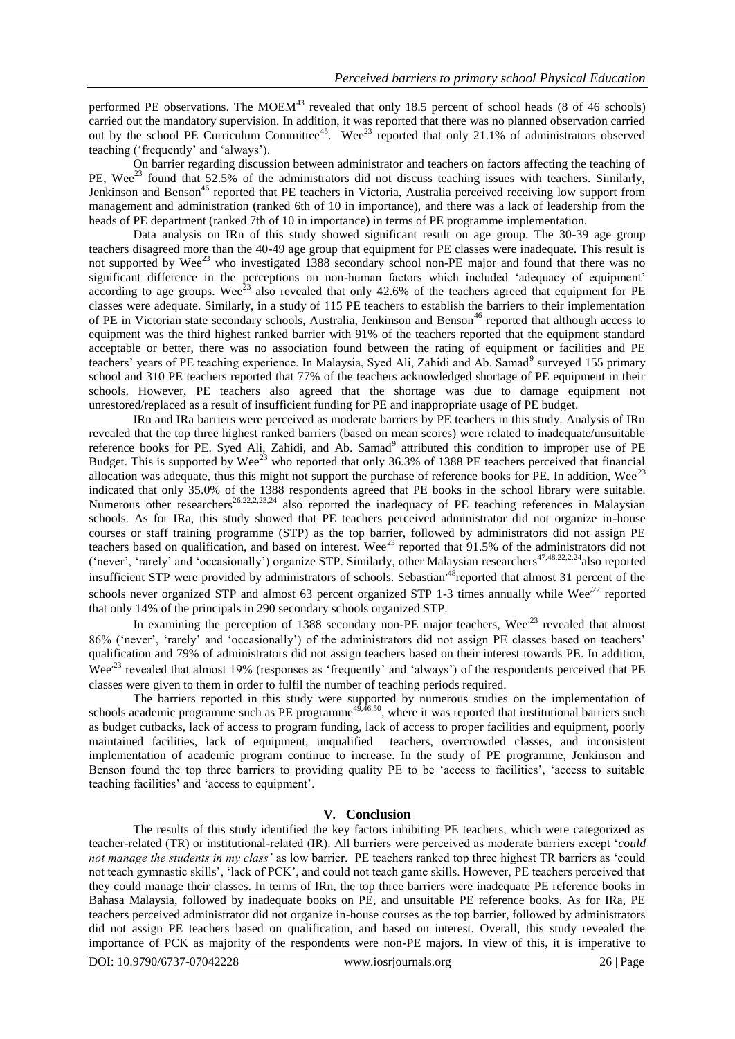performed PE observations. The MOEM[43] revealed that only 18.5 percent of school heads (8 of 46 schools) carried out the mandatory supervision. In addition, it was reported that there was no planned observation carried out by the school PE Curriculum Committee[45]. Wee[23] reported that only 21.1% of administrators observed teaching ('frequently' and 'always').

On barrier regarding discussion between administrator and teachers on factors affecting the teaching of PE, Wee[23] found that 52.5% of the administrators did not discuss teaching issues with teachers. Similarly, Jenkinson and Benson[46] reported that PE teachers in Victoria, Australia perceived receiving low support from management and administration (ranked 6th of 10 in importance), and there was a lack of leadership from the heads of PE department (ranked 7th of 10 in importance) in terms of PE programme implementation.

Data analysis on IRn of this study showed significant result on age group. The 30-39 age group teachers disagreed more than the 40-49 age group that equipment for PE classes were inadequate. This result is not supported by Wee[23] who investigated 1388 secondary school non-PE major and found that there was no significant difference in the perceptions on non-human factors which included 'adequacy of equipment' according to age groups. Wee[23] also revealed that only 42.6% of the teachers agreed that equipment for PE classes were adequate. Similarly, in a study of 115 PE teachers to establish the barriers to their implementation of PE in Victorian state secondary schools, Australia, Jenkinson and Benson[46] reported that although access to equipment was the third highest ranked barrier with 91% of the teachers reported that the equipment standard acceptable or better, there was no association found between the rating of equipment or facilities and PE teachers' years of PE teaching experience. In Malaysia, Syed Ali, Zahidi and Ab. Samad[9] surveyed 155 primary school and 310 PE teachers reported that 77% of the teachers acknowledged shortage of PE equipment in their schools. However, PE teachers also agreed that the shortage was due to damage equipment not unrestored/replaced as a result of insufficient funding for PE and inappropriate usage of PE budget.

IRn and IRa barriers were perceived as moderate barriers by PE teachers in this study. Analysis of IRn revealed that the top three highest ranked barriers (based on mean scores) were related to inadequate/unsuitable reference books for PE. Syed Ali, Zahidi, and Ab. Samad[9] attributed this condition to improper use of PE Budget. This is supported by Wee[23] who reported that only 36.3% of 1388 PE teachers perceived that financial allocation was adequate, thus this might not support the purchase of reference books for PE. In addition, Wee[23] indicated that only 35.0% of the 1388 respondents agreed that PE books in the school library were suitable. Numerous other researchers[26,22,2,23,24] also reported the inadequacy of PE teaching references in Malaysian schools. As for IRa, this study showed that PE teachers perceived administrator did not organize in-house courses or staff training programme (STP) as the top barrier, followed by administrators did not assign PE teachers based on qualification, and based on interest. Wee[23] reported that 91.5% of the administrators did not ('never', 'rarely' and 'occasionally') organize STP. Similarly, other Malaysian researchers[47,48,22,2,24] also reported insufficient STP were provided by administrators of schools. Sebastian[48] reported that almost 31 percent of the schools never organized STP and almost 63 percent organized STP 1-3 times annually while Wee[22] reported that only 14% of the principals in 290 secondary schools organized STP.

In examining the perception of 1388 secondary non-PE major teachers, Wee[23] revealed that almost 86% ('never', 'rarely' and 'occasionally') of the administrators did not assign PE classes based on teachers' qualification and 79% of administrators did not assign teachers based on their interest towards PE. In addition, Wee[23] revealed that almost 19% (responses as 'frequently' and 'always') of the respondents perceived that PE classes were given to them in order to fulfil the number of teaching periods required.

The barriers reported in this study were supported by numerous studies on the implementation of schools academic programme such as PE programme[49,46,50], where it was reported that institutional barriers such as budget cutbacks, lack of access to program funding, lack of access to proper facilities and equipment, poorly maintained facilities, lack of equipment, unqualified teachers, overcrowded classes, and inconsistent implementation of academic program continue to increase. In the study of PE programme, Jenkinson and Benson found the top three barriers to providing quality PE to be 'access to facilities', 'access to suitable teaching facilities' and 'access to equipment'.

## V. Conclusion

The results of this study identified the key factors inhibiting PE teachers, which were categorized as teacher-related (TR) or institutional-related (IR). All barriers were perceived as moderate barriers except '*could not manage the students in my class'* as low barrier. PE teachers ranked top three highest TR barriers as 'could not teach gymnastic skills', 'lack of PCK', and could not teach game skills. However, PE teachers perceived that they could manage their classes. In terms of IRn, the top three barriers were inadequate PE reference books in Bahasa Malaysia, followed by inadequate books on PE, and unsuitable PE reference books. As for IRa, PE teachers perceived administrator did not organize in-house courses as the top barrier, followed by administrators did not assign PE teachers based on qualification, and based on interest. Overall, this study revealed the importance of PCK as majority of the respondents were non-PE majors. In view of this, it is imperative to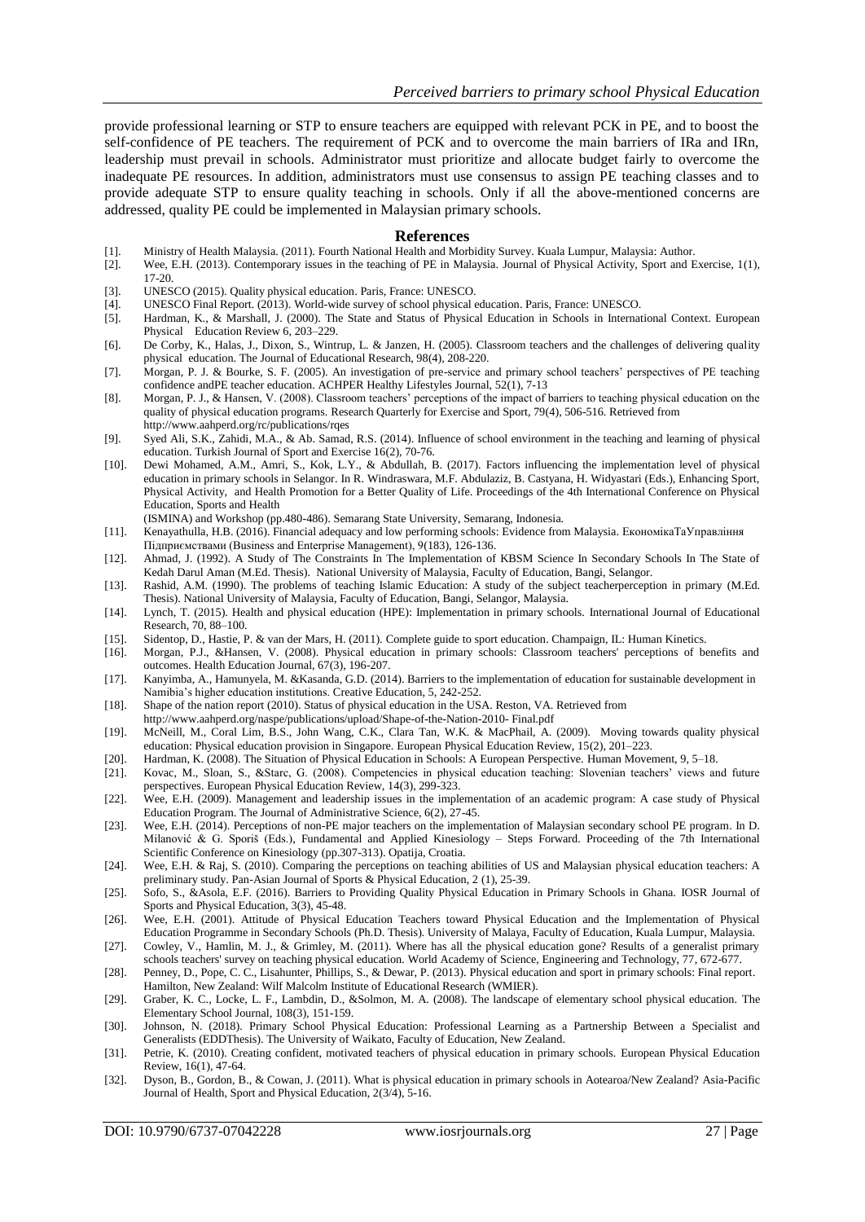provide professional learning or STP to ensure teachers are equipped with relevant PCK in PE, and to boost the self-confidence of PE teachers. The requirement of PCK and to overcome the main barriers of IRa and IRn, leadership must prevail in schools. Administrator must prioritize and allocate budget fairly to overcome the inadequate PE resources. In addition, administrators must use consensus to assign PE teaching classes and to provide adequate STP to ensure quality teaching in schools. Only if all the above-mentioned concerns are addressed, quality PE could be implemented in Malaysian primary schools.

## References

[1]. Ministry of Health Malaysia. (2011). Fourth National Health and Morbidity Survey. Kuala Lumpur, Malaysia: Author.

[2]. Wee, E.H. (2013). Contemporary issues in the teaching of PE in Malaysia. Journal of Physical Activity, Sport and Exercise, 1(1), 17-20.

[3]. UNESCO (2015). Quality physical education. Paris, France: UNESCO.

[4]. UNESCO Final Report. (2013). World-wide survey of school physical education. Paris, France: UNESCO.

[5]. Hardman, K., & Marshall, J. (2000). The State and Status of Physical Education in Schools in International Context. European Physical Education Review 6, 203–229.

[6]. De Corby, K., Halas, J., Dixon, S., Wintrup, L. & Janzen, H. (2005). Classroom teachers and the challenges of delivering quality physical education. The Journal of Educational Research, 98(4), 208-220.

[7]. Morgan, P. J. & Bourke, S. F. (2005). An investigation of pre-service and primary school teachers' perspectives of PE teaching confidence andPE teacher education. ACHPER Healthy Lifestyles Journal, 52(1), 7-13

[8]. Morgan, P. J., & Hansen, V. (2008). Classroom teachers' perceptions of the impact of barriers to teaching physical education on the quality of physical education programs. Research Quarterly for Exercise and Sport, 79(4), 506-516. Retrieved from http://www.aahperd.org/rc/publications/rqes

[9]. Syed Ali, S.K., Zahidi, M.A., & Ab. Samad, R.S. (2014). Influence of school environment in the teaching and learning of physical education. Turkish Journal of Sport and Exercise 16(2), 70-76.

[10]. Dewi Mohamed, A.M., Amri, S., Kok, L.Y., & Abdullah, B. (2017). Factors influencing the implementation level of physical education in primary schools in Selangor. In R. Windraswara, M.F. Abdulaziz, B. Castyana, H. Widyastari (Eds.), Enhancing Sport, Physical Activity, and Health Promotion for a Better Quality of Life. Proceedings of the 4th International Conference on Physical Education, Sports and Health (ISMINA) and Workshop (pp.480-486). Semarang State University, Semarang, Indonesia.

[11]. Kenayathulla, H.B. (2016). Financial adequacy and low performing schools: Evidence from Malaysia. ЕкономікаТаУправління Підприємствами (Business and Enterprise Management), 9(183), 126-136.

[12]. Ahmad, J. (1992). A Study of The Constraints In The Implementation of KBSM Science In Secondary Schools In The State of Kedah Darul Aman (M.Ed. Thesis). National University of Malaysia, Faculty of Education, Bangi, Selangor.

[13]. Rashid, A.M. (1990). The problems of teaching Islamic Education: A study of the subject teacherperception in primary (M.Ed. Thesis). National University of Malaysia, Faculty of Education, Bangi, Selangor, Malaysia.

[14]. Lynch, T. (2015). Health and physical education (HPE): Implementation in primary schools. International Journal of Educational Research, 70, 88–100.

[15]. Sidentop, D., Hastie, P. & van der Mars, H. (2011). Complete guide to sport education. Champaign, IL: Human Kinetics.

[16]. Morgan, P.J., &Hansen, V. (2008). Physical education in primary schools: Classroom teachers' perceptions of benefits and outcomes. Health Education Journal, 67(3), 196-207.

[17]. Kanyimba, A., Hamunyela, M. &Kasanda, G.D. (2014). Barriers to the implementation of education for sustainable development in Namibia's higher education institutions. Creative Education, 5, 242-252.

[18]. Shape of the nation report (2010). Status of physical education in the USA. Reston, VA. Retrieved from http://www.aahperd.org/naspe/publications/upload/Shape-of-the-Nation-2010- Final.pdf

[19]. McNeill, M., Coral Lim, B.S., John Wang, C.K., Clara Tan, W.K. & MacPhail, A. (2009). Moving towards quality physical education: Physical education provision in Singapore. European Physical Education Review, 15(2), 201–223.

[20]. Hardman, K. (2008). The Situation of Physical Education in Schools: A European Perspective. Human Movement, 9, 5–18.

[21]. Kovac, M., Sloan, S., &Starc, G. (2008). Competencies in physical education teaching: Slovenian teachers' views and future perspectives. European Physical Education Review, 14(3), 299-323.

[22]. Wee, E.H. (2009). Management and leadership issues in the implementation of an academic program: A case study of Physical Education Program. The Journal of Administrative Science, 6(2), 27-45.

[23]. Wee, E.H. (2014). Perceptions of non-PE major teachers on the implementation of Malaysian secondary school PE program. In D. Milanović & G. Sporiš (Eds.), Fundamental and Applied Kinesiology – Steps Forward. Proceeding of the 7th International Scientific Conference on Kinesiology (pp.307-313). Opatija, Croatia.

[24]. Wee, E.H. & Raj, S. (2010). Comparing the perceptions on teaching abilities of US and Malaysian physical education teachers: A preliminary study. Pan-Asian Journal of Sports & Physical Education, 2 (1), 25-39.

[25]. Sofo, S., &Asola, E.F. (2016). Barriers to Providing Quality Physical Education in Primary Schools in Ghana. IOSR Journal of Sports and Physical Education, 3(3), 45-48.

[26]. Wee, E.H. (2001). Attitude of Physical Education Teachers toward Physical Education and the Implementation of Physical Education Programme in Secondary Schools (Ph.D. Thesis). University of Malaya, Faculty of Education, Kuala Lumpur, Malaysia.

[27]. Cowley, V., Hamlin, M. J., & Grimley, M. (2011). Where has all the physical education gone? Results of a generalist primary schools teachers' survey on teaching physical education. World Academy of Science, Engineering and Technology, 77, 672-677.

[28]. Penney, D., Pope, C. C., Lisahunter, Phillips, S., & Dewar, P. (2013). Physical education and sport in primary schools: Final report. Hamilton, New Zealand: Wilf Malcolm Institute of Educational Research (WMIER).

[29]. Graber, K. C., Locke, L. F., Lambdin, D., &Solmon, M. A. (2008). The landscape of elementary school physical education. The Elementary School Journal, 108(3), 151-159.

[30]. Johnson, N. (2018). Primary School Physical Education: Professional Learning as a Partnership Between a Specialist and Generalists (EDDThesis). The University of Waikato, Faculty of Education, New Zealand.

[31]. Petrie, K. (2010). Creating confident, motivated teachers of physical education in primary schools. European Physical Education Review, 16(1), 47-64.

[32]. Dyson, B., Gordon, B., & Cowan, J. (2011). What is physical education in primary schools in Aotearoa/New Zealand? Asia-Pacific Journal of Health, Sport and Physical Education, 2(3/4), 5-16.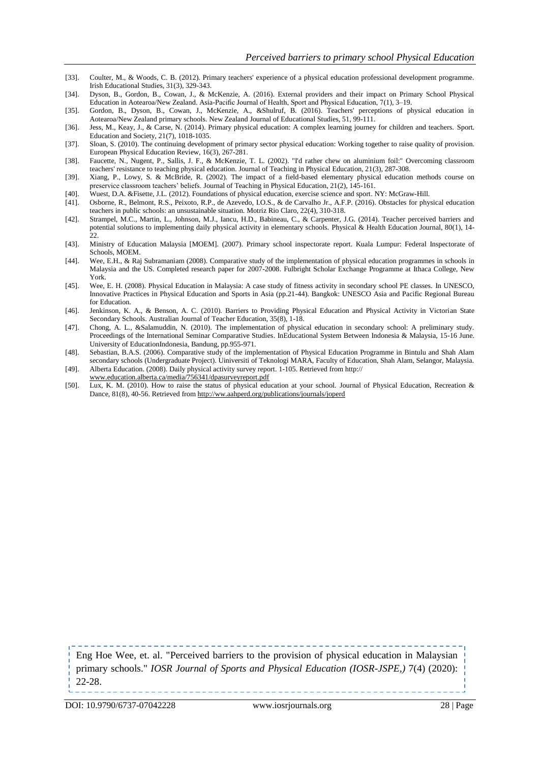[33]. Coulter, M., & Woods, C. B. (2012). Primary teachers' experience of a physical education professional development programme. Irish Educational Studies, 31(3), 329-343.

[34]. Dyson, B., Gordon, B., Cowan, J., & McKenzie, A. (2016). External providers and their impact on Primary School Physical Education in Aotearoa/New Zealand. Asia-Pacific Journal of Health, Sport and Physical Education, 7(1), 3–19.

[35]. Gordon, B., Dyson, B., Cowan, J., McKenzie, A., &Shulruf, B. (2016). Teachers' perceptions of physical education in Aotearoa/New Zealand primary schools. New Zealand Journal of Educational Studies, 51, 99-111.

[36]. Jess, M., Keay, J., & Carse, N. (2014). Primary physical education: A complex learning journey for children and teachers. Sport. Education and Society, 21(7), 1018-1035.

[37]. Sloan, S. (2010). The continuing development of primary sector physical education: Working together to raise quality of provision. European Physical Education Review, 16(3), 267-281.

[38]. Faucette, N., Nugent, P., Sallis, J. F., & McKenzie, T. L. (2002). "I'd rather chew on aluminium foil:" Overcoming classroom teachers' resistance to teaching physical education. Journal of Teaching in Physical Education, 21(3), 287-308.

[39]. Xiang, P., Lowy, S. & McBride, R. (2002). The impact of a field-based elementary physical education methods course on preservice classroom teachers' beliefs. Journal of Teaching in Physical Education, 21(2), 145-161.

[40]. Wuest, D.A. &Fisette, J.L. (2012). Foundations of physical education, exercise science and sport. NY: McGraw-Hill.

[41]. Osborne, R., Belmont, R.S., Peixoto, R.P., de Azevedo, I.O.S., & de Carvalho Jr., A.F.P. (2016). Obstacles for physical education teachers in public schools: an unsustainable situation. Motriz Rio Claro, 22(4), 310-318.

[42]. Strampel, M.C., Martin, L., Johnson, M.J., Iancu, H.D., Babineau, C., & Carpenter, J.G. (2014). Teacher perceived barriers and potential solutions to implementing daily physical activity in elementary schools. Physical & Health Education Journal, 80(1), 14-22.

[43]. Ministry of Education Malaysia [MOEM]. (2007). Primary school inspectorate report. Kuala Lumpur: Federal Inspectorate of Schools, MOEM.

[44]. Wee, E.H., & Raj Subramaniam (2008). Comparative study of the implementation of physical education programmes in schools in Malaysia and the US. Completed research paper for 2007-2008. Fulbright Scholar Exchange Programme at Ithaca College, New York.

[45]. Wee, E. H. (2008). Physical Education in Malaysia: A case study of fitness activity in secondary school PE classes. In UNESCO, Innovative Practices in Physical Education and Sports in Asia (pp.21-44). Bangkok: UNESCO Asia and Pacific Regional Bureau for Education.

[46]. Jenkinson, K. A., & Benson, A. C. (2010). Barriers to Providing Physical Education and Physical Activity in Victorian State Secondary Schools. Australian Journal of Teacher Education, 35(8), 1-18.

[47]. Chong, A. L., &Salamuddin, N. (2010). The implementation of physical education in secondary school: A preliminary study. Proceedings of the International Seminar Comparative Studies. InEducational System Between Indonesia & Malaysia, 15-16 June. University of EducationIndonesia, Bandung, pp.955-971.

[48]. Sebastian, B.A.S. (2006). Comparative study of the implementation of Physical Education Programme in Bintulu and Shah Alam secondary schools (Undergraduate Project). Uiniversiti of Teknologi MARA, Faculty of Education, Shah Alam, Selangor, Malaysia.

[49]. Alberta Education. (2008). Daily physical activity survey report. 1-105. Retrieved from http:// www.education.alberta.ca/media/756341/dpasurveyreport.pdf

[50]. Lux, K. M. (2010). How to raise the status of physical education at your school. Journal of Physical Education, Recreation & Dance, 81(8), 40-56. Retrieved from http://ww.aahperd.org/publications/journals/joperd

Eng Hoe Wee, et. al. "Perceived barriers to the provision of physical education in Malaysian primary schools." *IOSR Journal of Sports and Physical Education (IOSR-JSPE,)* 7(4) (2020): 22-28.